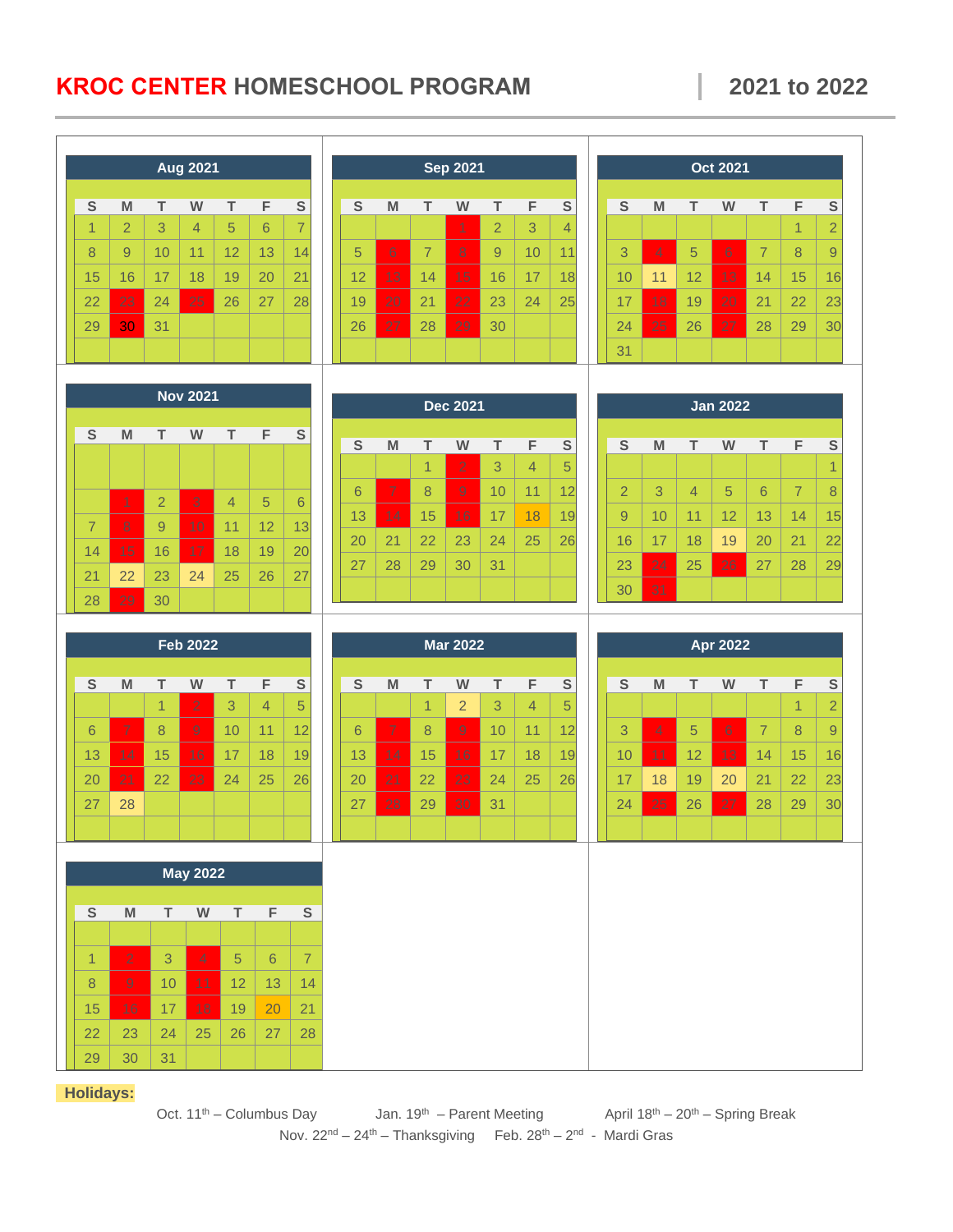# KROC CENTER HOMESCHOOL PROGRAM 2021 to 2022

**Aug 2021**

| S | M | T | W | T | F | S |
|---|---|---|---|---|---|---|
| 1 | 2 | 3 | 4 | 5 | 6 | 7 |
| 8 | 9 | 10 | 11 | 12 | 13 | 14 |
| 15 | 16 | 17 | 18 | 19 | 20 | 21 |
| 22 | 23 | 24 | 25 | 26 | 27 | 28 |
| 29 | 30 | 31 | | | | |

**Sep 2021**

| S | M | T | W | T | F | S |
|---|---|---|---|---|---|---|
| | | | 1 | 2 | 3 | 4 |
| 5 | 6 | 7 | 8 | 9 | 10 | 11 |
| 12 | 13 | 14 | 15 | 16 | 17 | 18 |
| 19 | 20 | 21 | 22 | 23 | 24 | 25 |
| 26 | 27 | 28 | 29 | 30 | | |

**Oct 2021**

| S | M | T | W | T | F | S |
|---|---|---|---|---|---|---|
| | | | | | 1 | 2 |
| 3 | 4 | 5 | 6 | 7 | 8 | 9 |
| 10 | 11 | 12 | 13 | 14 | 15 | 16 |
| 17 | 18 | 19 | 20 | 21 | 22 | 23 |
| 24 | 25 | 26 | 27 | 28 | 29 | 30 |
| 31 | | | | | | |

**Nov 2021**

| S | M | T | W | T | F | S |
|---|---|---|---|---|---|---|
| | 1 | 2 | 3 | 4 | 5 | 6 |
| 7 | 8 | 9 | 10 | 11 | 12 | 13 |
| 14 | 15 | 16 | 17 | 18 | 19 | 20 |
| 21 | 22 | 23 | 24 | 25 | 26 | 27 |
| 28 | 29 | 30 | | | | |

**Dec 2021**

| S | M | T | W | T | F | S |
|---|---|---|---|---|---|---|
| | | 1 | 2 | 3 | 4 | 5 |
| 6 | 7 | 8 | 9 | 10 | 11 | 12 |
| 13 | 14 | 15 | 16 | 17 | 18 | 19 |
| 20 | 21 | 22 | 23 | 24 | 25 | 26 |
| 27 | 28 | 29 | 30 | 31 | | |

**Jan 2022**

| S | M | T | W | T | F | S |
|---|---|---|---|---|---|---|
| | | | | | | 1 |
| 2 | 3 | 4 | 5 | 6 | 7 | 8 |
| 9 | 10 | 11 | 12 | 13 | 14 | 15 |
| 16 | 17 | 18 | 19 | 20 | 21 | 22 |
| 23 | 24 | 25 | 26 | 27 | 28 | 29 |
| 30 | 31 | | | | | |

**Feb 2022**

| S | M | T | W | T | F | S |
|---|---|---|---|---|---|---|
| | | 1 | 2 | 3 | 4 | 5 |
| 6 | 7 | 8 | 9 | 10 | 11 | 12 |
| 13 | 14 | 15 | 16 | 17 | 18 | 19 |
| 20 | 21 | 22 | 23 | 24 | 25 | 26 |
| 27 | 28 | | | | | |

**Mar 2022**

| S | M | T | W | T | F | S |
|---|---|---|---|---|---|---|
| | | 1 | 2 | 3 | 4 | 5 |
| 6 | 7 | 8 | 9 | 10 | 11 | 12 |
| 13 | 14 | 15 | 16 | 17 | 18 | 19 |
| 20 | 21 | 22 | 23 | 24 | 25 | 26 |
| 27 | 28 | 29 | 30 | 31 | | |

**Apr 2022**

| S | M | T | W | T | F | S |
|---|---|---|---|---|---|---|
| | | | | | 1 | 2 |
| 3 | 4 | 5 | 6 | 7 | 8 | 9 |
| 10 | 11 | 12 | 13 | 14 | 15 | 16 |
| 17 | 18 | 19 | 20 | 21 | 22 | 23 |
| 24 | 25 | 26 | 27 | 28 | 29 | 30 |

**May 2022**

| S | M | T | W | T | F | S |
|---|---|---|---|---|---|---|
| 1 | 2 | 3 | 4 | 5 | 6 | 7 |
| 8 | 9 | 10 | 11 | 12 | 13 | 14 |
| 15 | 16 | 17 | 18 | 19 | 20 | 21 |
| 22 | 23 | 24 | 25 | 26 | 27 | 28 |
| 29 | 30 | 31 | | | | |

**Holidays:**

Oct. 11th – Columbus Day

Jan. 19th – Parent Meeting

April 18th – 20th – Spring Break

Nov. 22nd – 24th – Thanksgiving

Feb. 28th – 2nd - Mardi Gras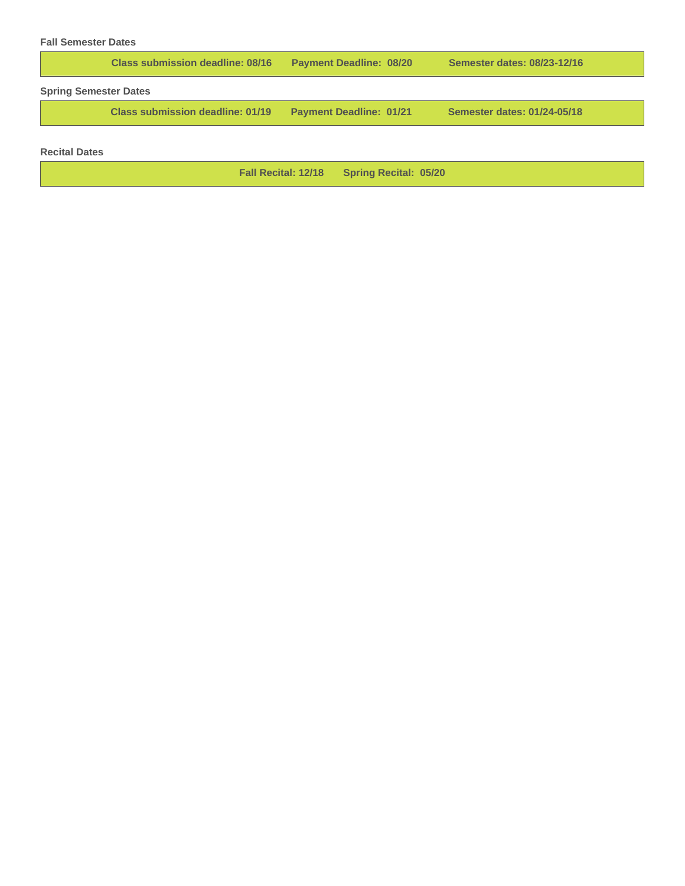**Fall Semester Dates**

**Class submission deadline: 08/16  Payment Deadline: 08/20  Semester dates: 08/23-12/16**

**Spring Semester Dates**

**Class submission deadline: 01/19  Payment Deadline: 01/21  Semester dates: 01/24-05/18**

**Recital Dates**

**Fall Recital: 12/18  Spring Recital: 05/20**